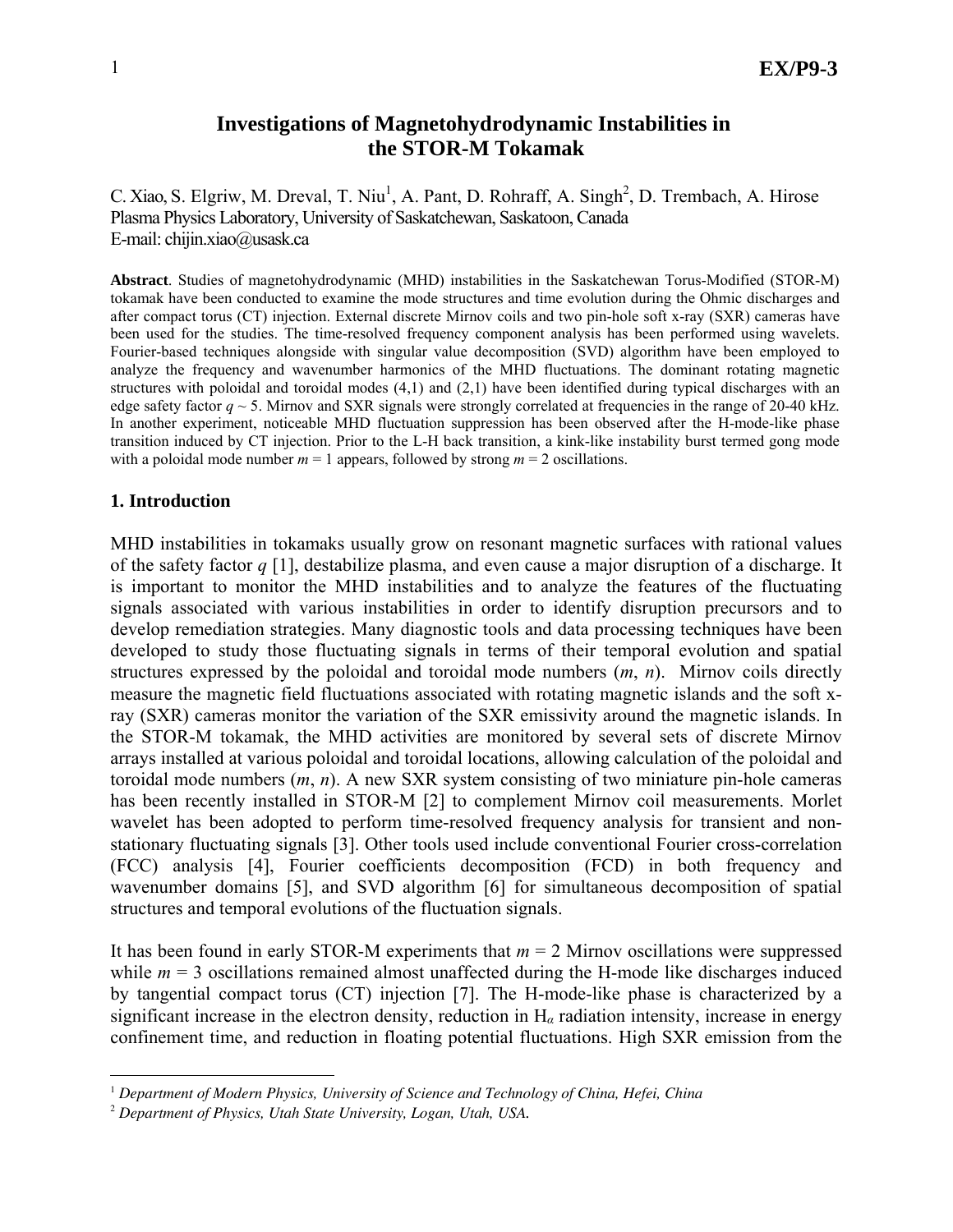# Investigations of Magnetohydrodynamic Instabilities in the STOR-M Tokamak

C. Xiao, S. Elgriw, M. Dreval, T. Niu[1], A. Pant, D. Rohraff, A. Singh[2], D. Trembach, A. Hirose
Plasma Physics Laboratory, University of Saskatchewan, Saskatoon, Canada
E-mail: chijin.xiao@usask.ca

**Abstract**. Studies of magnetohydrodynamic (MHD) instabilities in the Saskatchewan Torus-Modified (STOR-M) tokamak have been conducted to examine the mode structures and time evolution during the Ohmic discharges and after compact torus (CT) injection. External discrete Mirnov coils and two pin-hole soft x-ray (SXR) cameras have been used for the studies. The time-resolved frequency component analysis has been performed using wavelets. Fourier-based techniques alongside with singular value decomposition (SVD) algorithm have been employed to analyze the frequency and wavenumber harmonics of the MHD fluctuations. The dominant rotating magnetic structures with poloidal and toroidal modes (4,1) and (2,1) have been identified during typical discharges with an edge safety factor $q \sim 5$. Mirnov and SXR signals were strongly correlated at frequencies in the range of 20-40 kHz. In another experiment, noticeable MHD fluctuation suppression has been observed after the H-mode-like phase transition induced by CT injection. Prior to the L-H back transition, a kink-like instability burst termed gong mode with a poloidal mode number $m = 1$ appears, followed by strong $m = 2$ oscillations.

## 1. Introduction

MHD instabilities in tokamaks usually grow on resonant magnetic surfaces with rational values of the safety factor $q$ [1], destabilize plasma, and even cause a major disruption of a discharge. It is important to monitor the MHD instabilities and to analyze the features of the fluctuating signals associated with various instabilities in order to identify disruption precursors and to develop remediation strategies. Many diagnostic tools and data processing techniques have been developed to study those fluctuating signals in terms of their temporal evolution and spatial structures expressed by the poloidal and toroidal mode numbers ($m$, $n$). Mirnov coils directly measure the magnetic field fluctuations associated with rotating magnetic islands and the soft x-ray (SXR) cameras monitor the variation of the SXR emissivity around the magnetic islands. In the STOR-M tokamak, the MHD activities are monitored by several sets of discrete Mirnov arrays installed at various poloidal and toroidal locations, allowing calculation of the poloidal and toroidal mode numbers ($m$, $n$). A new SXR system consisting of two miniature pin-hole cameras has been recently installed in STOR-M [2] to complement Mirnov coil measurements. Morlet wavelet has been adopted to perform time-resolved frequency analysis for transient and non-stationary fluctuating signals [3]. Other tools used include conventional Fourier cross-correlation (FCC) analysis [4], Fourier coefficients decomposition (FCD) in both frequency and wavenumber domains [5], and SVD algorithm [6] for simultaneous decomposition of spatial structures and temporal evolutions of the fluctuation signals.

It has been found in early STOR-M experiments that $m = 2$ Mirnov oscillations were suppressed while $m = 3$ oscillations remained almost unaffected during the H-mode like discharges induced by tangential compact torus (CT) injection [7]. The H-mode-like phase is characterized by a significant increase in the electron density, reduction in $H_\alpha$ radiation intensity, increase in energy confinement time, and reduction in floating potential fluctuations. High SXR emission from the

---

[1] *Department of Modern Physics, University of Science and Technology of China, Hefei, China*

[2] *Department of Physics, Utah State University, Logan, Utah, USA.*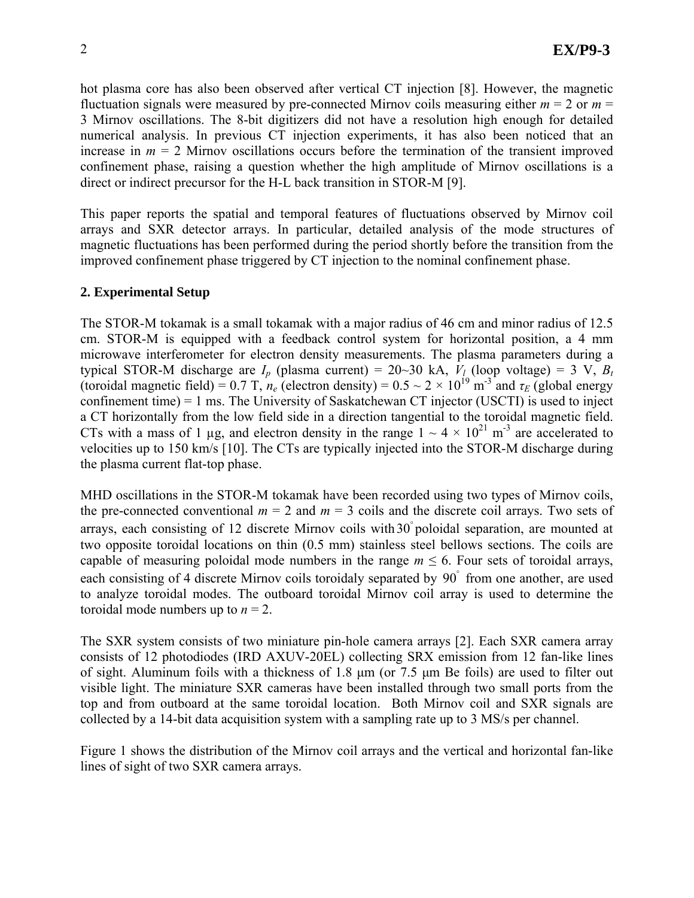hot plasma core has also been observed after vertical CT injection [8]. However, the magnetic fluctuation signals were measured by pre-connected Mirnov coils measuring either $m = 2$ or $m = 3$ Mirnov oscillations. The 8-bit digitizers did not have a resolution high enough for detailed numerical analysis. In previous CT injection experiments, it has also been noticed that an increase in $m = 2$ Mirnov oscillations occurs before the termination of the transient improved confinement phase, raising a question whether the high amplitude of Mirnov oscillations is a direct or indirect precursor for the H-L back transition in STOR-M [9].

This paper reports the spatial and temporal features of fluctuations observed by Mirnov coil arrays and SXR detector arrays. In particular, detailed analysis of the mode structures of magnetic fluctuations has been performed during the period shortly before the transition from the improved confinement phase triggered by CT injection to the nominal confinement phase.

## 2. Experimental Setup

The STOR-M tokamak is a small tokamak with a major radius of 46 cm and minor radius of 12.5 cm. STOR-M is equipped with a feedback control system for horizontal position, a 4 mm microwave interferometer for electron density measurements. The plasma parameters during a typical STOR-M discharge are $I_p$ (plasma current) = 20~30 kA, $V_l$ (loop voltage) = 3 V, $B_t$ (toroidal magnetic field) = 0.7 T, $n_e$ (electron density) = 0.5 ~ 2 × $10^{19}$ m$^{-3}$ and $\tau_E$ (global energy confinement time) = 1 ms. The University of Saskatchewan CT injector (USCTI) is used to inject a CT horizontally from the low field side in a direction tangential to the toroidal magnetic field. CTs with a mass of 1 μg, and electron density in the range 1 ~ 4 × $10^{21}$ m$^{-3}$ are accelerated to velocities up to 150 km/s [10]. The CTs are typically injected into the STOR-M discharge during the plasma current flat-top phase.

MHD oscillations in the STOR-M tokamak have been recorded using two types of Mirnov coils, the pre-connected conventional $m = 2$ and $m = 3$ coils and the discrete coil arrays. Two sets of arrays, each consisting of 12 discrete Mirnov coils with $30^{\circ}$ poloidal separation, are mounted at two opposite toroidal locations on thin (0.5 mm) stainless steel bellows sections. The coils are capable of measuring poloidal mode numbers in the range $m \leq 6$. Four sets of toroidal arrays, each consisting of 4 discrete Mirnov coils toroidaly separated by $90^{\circ}$ from one another, are used to analyze toroidal modes. The outboard toroidal Mirnov coil array is used to determine the toroidal mode numbers up to $n = 2$.

The SXR system consists of two miniature pin-hole camera arrays [2]. Each SXR camera array consists of 12 photodiodes (IRD AXUV-20EL) collecting SRX emission from 12 fan-like lines of sight. Aluminum foils with a thickness of 1.8 μm (or 7.5 μm Be foils) are used to filter out visible light. The miniature SXR cameras have been installed through two small ports from the top and from outboard at the same toroidal location. Both Mirnov coil and SXR signals are collected by a 14-bit data acquisition system with a sampling rate up to 3 MS/s per channel.

Figure 1 shows the distribution of the Mirnov coil arrays and the vertical and horizontal fan-like lines of sight of two SXR camera arrays.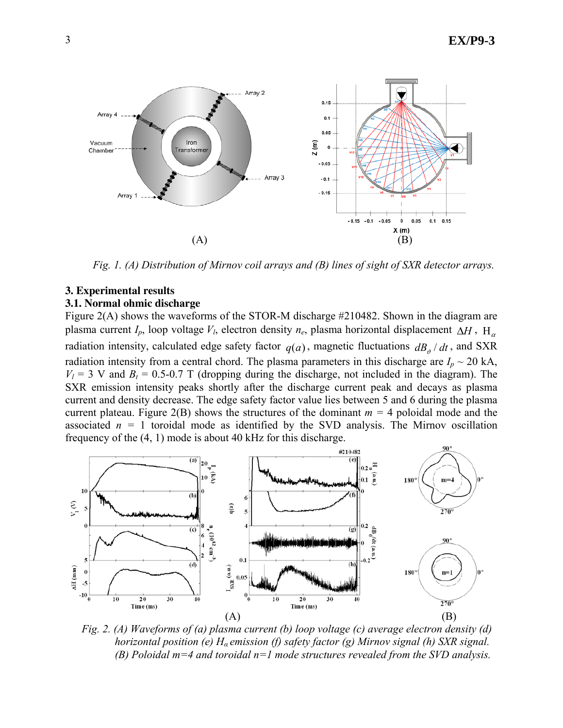*Fig. 1. (A) Distribution of Mirnov coil arrays and (B) lines of sight of SXR detector arrays.*

## 3. Experimental results

### 3.1. Normal ohmic discharge

Figure 2(A) shows the waveforms of the STOR-M discharge #210482. Shown in the diagram are plasma current $I_p$, loop voltage $V_l$, electron density $n_e$, plasma horizontal displacement $\Delta H$, $H_\alpha$ radiation intensity, calculated edge safety factor $q(a)$, magnetic fluctuations $dB_\vartheta / dt$, and SXR radiation intensity from a central chord. The plasma parameters in this discharge are $I_p \sim 20$ kA, $V_l = 3$ V and $B_t = 0.5$-$0.7$ T (dropping during the discharge, not included in the diagram). The SXR emission intensity peaks shortly after the discharge current peak and decays as plasma current and density decrease. The edge safety factor value lies between 5 and 6 during the plasma current plateau. Figure 2(B) shows the structures of the dominant $m = 4$ poloidal mode and the associated $n = 1$ toroidal mode as identified by the SVD analysis. The Mirnov oscillation frequency of the (4, 1) mode is about 40 kHz for this discharge.

*Fig. 2. (A) Waveforms of (a) plasma current (b) loop voltage (c) average electron density (d) horizontal position (e) $H_\alpha$ emission (f) safety factor (g) Mirnov signal (h) SXR signal. (B) Poloidal m=4 and toroidal n=1 mode structures revealed from the SVD analysis.*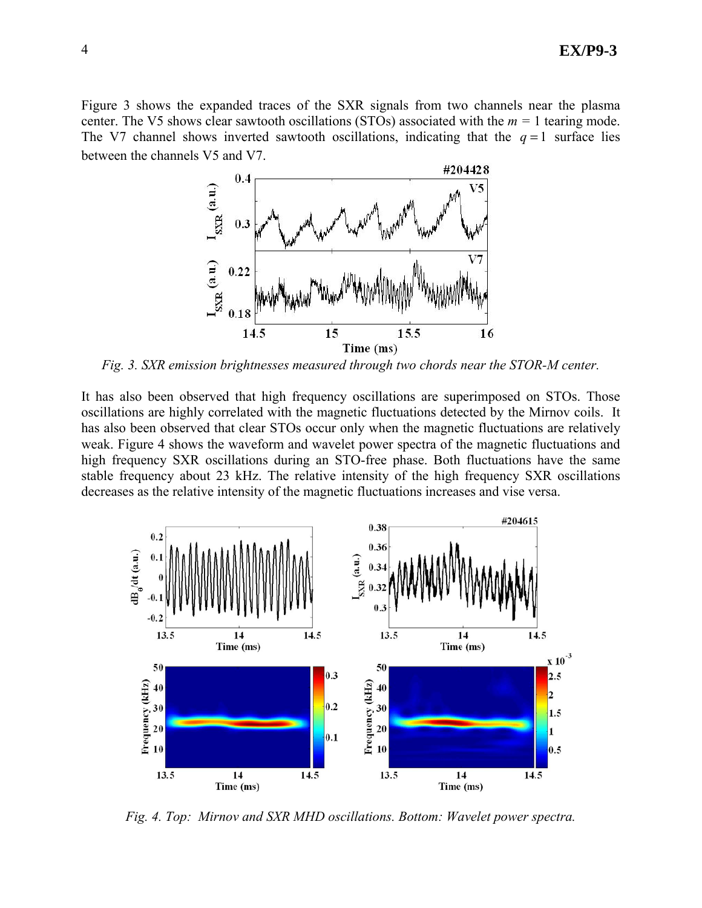Figure 3 shows the expanded traces of the SXR signals from two channels near the plasma center. The V5 shows clear sawtooth oscillations (STOs) associated with the $m = 1$ tearing mode. The V7 channel shows inverted sawtooth oscillations, indicating that the $q = 1$ surface lies between the channels V5 and V7.

*Fig. 3. SXR emission brightnesses measured through two chords near the STOR-M center.*

It has also been observed that high frequency oscillations are superimposed on STOs. Those oscillations are highly correlated with the magnetic fluctuations detected by the Mirnov coils. It has also been observed that clear STOs occur only when the magnetic fluctuations are relatively weak. Figure 4 shows the waveform and wavelet power spectra of the magnetic fluctuations and high frequency SXR oscillations during an STO-free phase. Both fluctuations have the same stable frequency about 23 kHz. The relative intensity of the high frequency SXR oscillations decreases as the relative intensity of the magnetic fluctuations increases and vise versa.

*Fig. 4. Top: Mirnov and SXR MHD oscillations. Bottom: Wavelet power spectra.*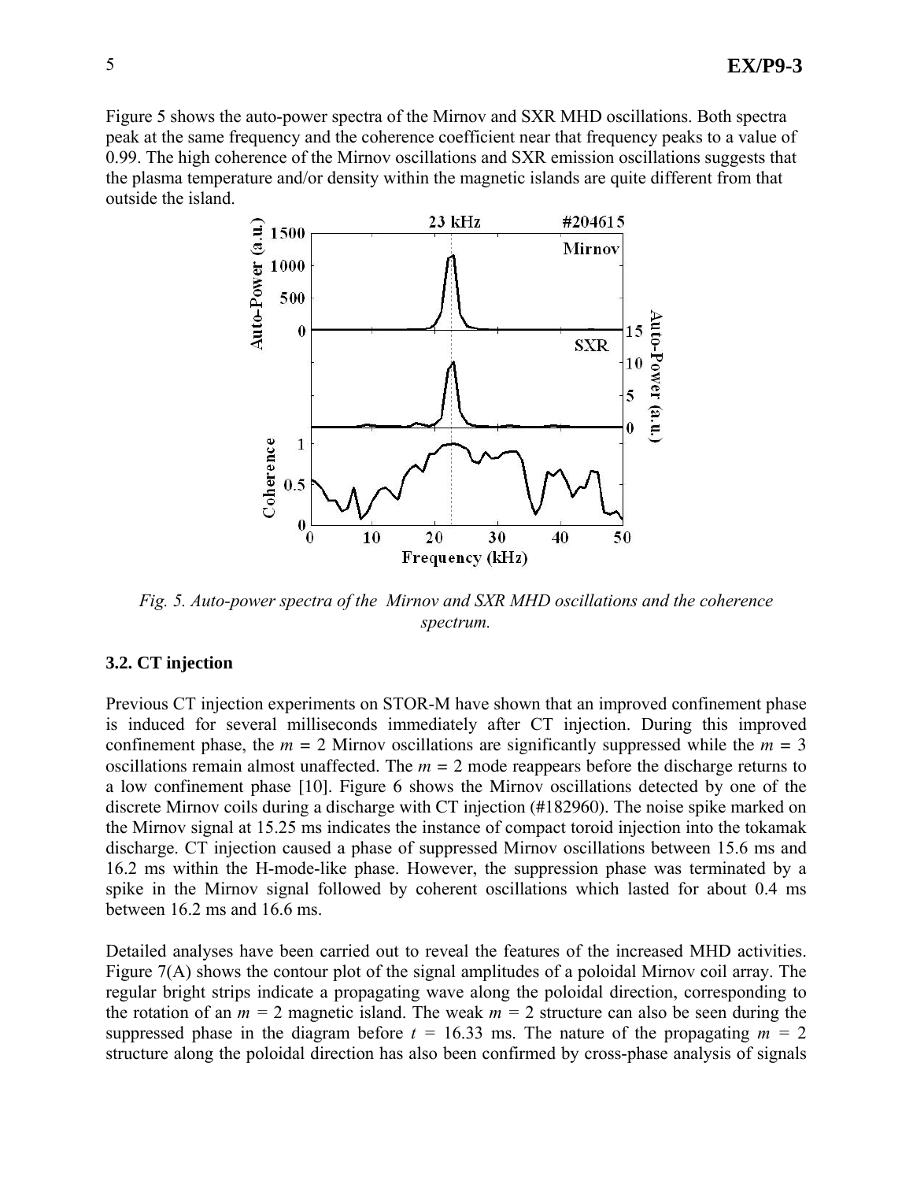Figure 5 shows the auto-power spectra of the Mirnov and SXR MHD oscillations. Both spectra peak at the same frequency and the coherence coefficient near that frequency peaks to a value of 0.99. The high coherence of the Mirnov oscillations and SXR emission oscillations suggests that the plasma temperature and/or density within the magnetic islands are quite different from that outside the island.

*Fig. 5. Auto-power spectra of the Mirnov and SXR MHD oscillations and the coherence spectrum.*

### 3.2. CT injection

Previous CT injection experiments on STOR-M have shown that an improved confinement phase is induced for several milliseconds immediately after CT injection. During this improved confinement phase, the $m = 2$ Mirnov oscillations are significantly suppressed while the $m = 3$ oscillations remain almost unaffected. The $m = 2$ mode reappears before the discharge returns to a low confinement phase [10]. Figure 6 shows the Mirnov oscillations detected by one of the discrete Mirnov coils during a discharge with CT injection (#182960). The noise spike marked on the Mirnov signal at 15.25 ms indicates the instance of compact toroid injection into the tokamak discharge. CT injection caused a phase of suppressed Mirnov oscillations between 15.6 ms and 16.2 ms within the H-mode-like phase. However, the suppression phase was terminated by a spike in the Mirnov signal followed by coherent oscillations which lasted for about 0.4 ms between 16.2 ms and 16.6 ms.

Detailed analyses have been carried out to reveal the features of the increased MHD activities. Figure 7(A) shows the contour plot of the signal amplitudes of a poloidal Mirnov coil array. The regular bright strips indicate a propagating wave along the poloidal direction, corresponding to the rotation of an $m = 2$ magnetic island. The weak $m = 2$ structure can also be seen during the suppressed phase in the diagram before $t = 16.33$ ms. The nature of the propagating $m = 2$ structure along the poloidal direction has also been confirmed by cross-phase analysis of signals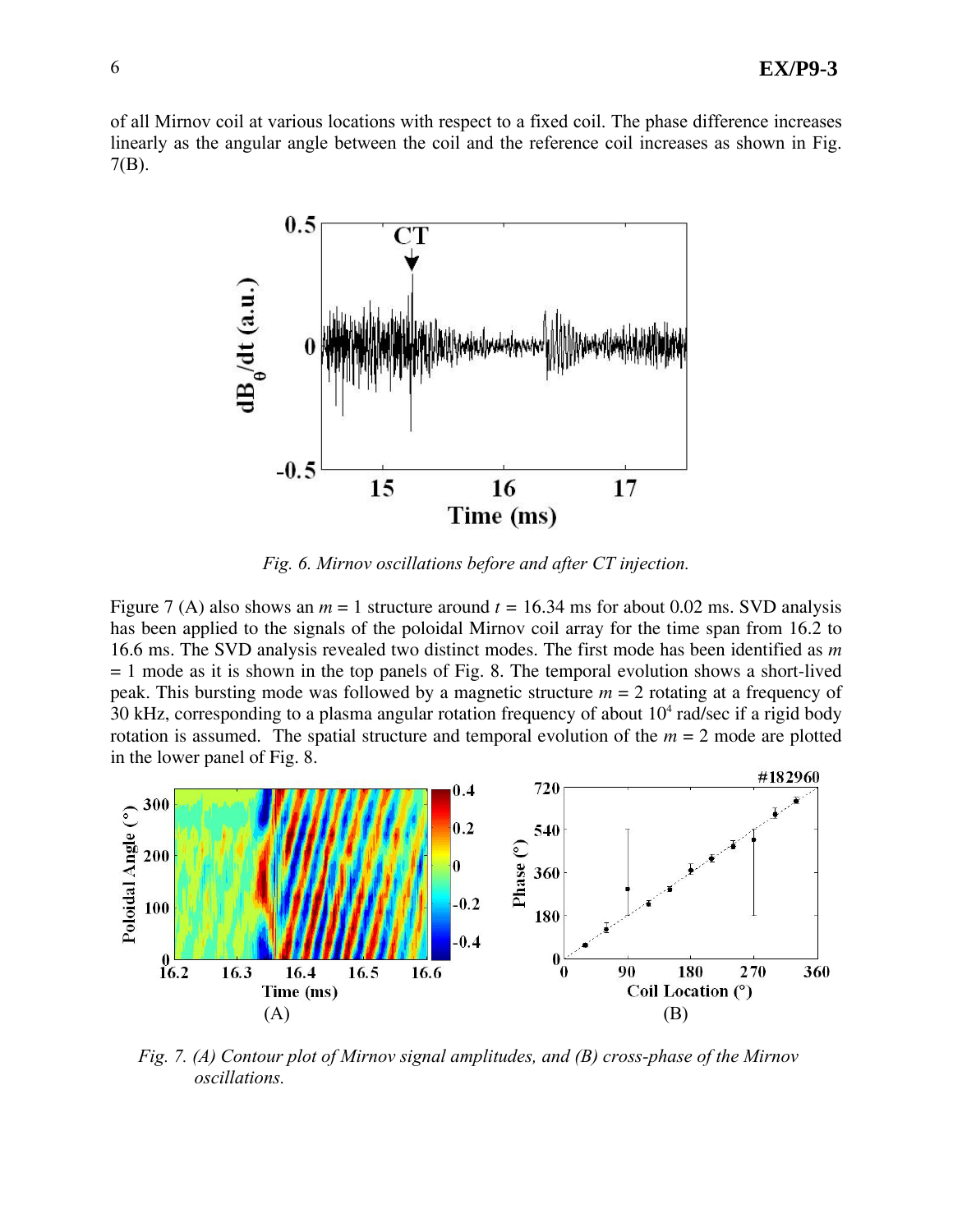of all Mirnov coil at various locations with respect to a fixed coil. The phase difference increases linearly as the angular angle between the coil and the reference coil increases as shown in Fig. 7(B).

*Fig. 6. Mirnov oscillations before and after CT injection.*

Figure 7 (A) also shows an $m = 1$ structure around $t = 16.34$ ms for about 0.02 ms. SVD analysis has been applied to the signals of the poloidal Mirnov coil array for the time span from 16.2 to 16.6 ms. The SVD analysis revealed two distinct modes. The first mode has been identified as $m = 1$ mode as it is shown in the top panels of Fig. 8. The temporal evolution shows a short-lived peak. This bursting mode was followed by a magnetic structure $m = 2$ rotating at a frequency of 30 kHz, corresponding to a plasma angular rotation frequency of about $10^4$ rad/sec if a rigid body rotation is assumed. The spatial structure and temporal evolution of the $m = 2$ mode are plotted in the lower panel of Fig. 8.

*Fig. 7. (A) Contour plot of Mirnov signal amplitudes, and (B) cross-phase of the Mirnov oscillations.*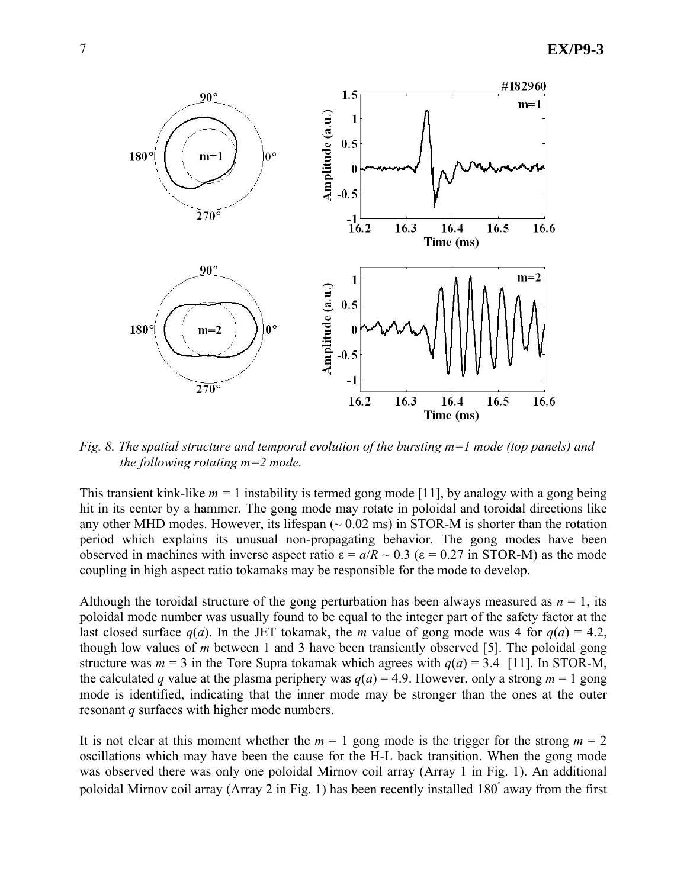*Fig. 8. The spatial structure and temporal evolution of the bursting m=1 mode (top panels) and the following rotating m=2 mode.*

This transient kink-like $m = 1$ instability is termed gong mode [11], by analogy with a gong being hit in its center by a hammer. The gong mode may rotate in poloidal and toroidal directions like any other MHD modes. However, its lifespan (~ 0.02 ms) in STOR-M is shorter than the rotation period which explains its unusual non-propagating behavior. The gong modes have been observed in machines with inverse aspect ratio $\varepsilon = a/R \sim 0.3$ ($\varepsilon = 0.27$ in STOR-M) as the mode coupling in high aspect ratio tokamaks may be responsible for the mode to develop.

Although the toroidal structure of the gong perturbation has been always measured as $n = 1$, its poloidal mode number was usually found to be equal to the integer part of the safety factor at the last closed surface $q(a)$. In the JET tokamak, the $m$ value of gong mode was 4 for $q(a) = 4.2$, though low values of $m$ between 1 and 3 have been transiently observed [5]. The poloidal gong structure was $m = 3$ in the Tore Supra tokamak which agrees with $q(a) = 3.4$ [11]. In STOR-M, the calculated $q$ value at the plasma periphery was $q(a) = 4.9$. However, only a strong $m = 1$ gong mode is identified, indicating that the inner mode may be stronger than the ones at the outer resonant $q$ surfaces with higher mode numbers.

It is not clear at this moment whether the $m = 1$ gong mode is the trigger for the strong $m = 2$ oscillations which may have been the cause for the H-L back transition. When the gong mode was observed there was only one poloidal Mirnov coil array (Array 1 in Fig. 1). An additional poloidal Mirnov coil array (Array 2 in Fig. 1) has been recently installed 180° away from the first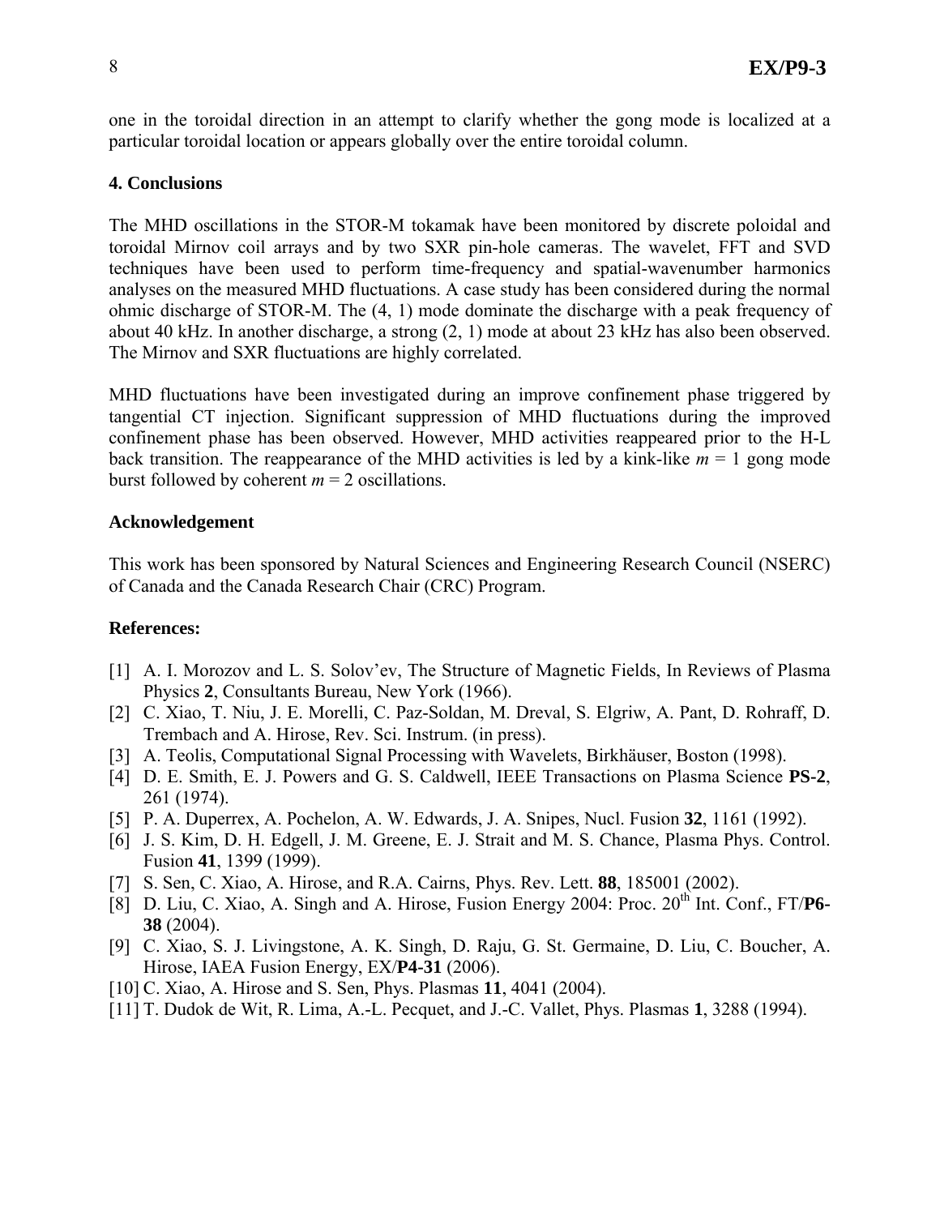one in the toroidal direction in an attempt to clarify whether the gong mode is localized at a particular toroidal location or appears globally over the entire toroidal column.

## 4. Conclusions

The MHD oscillations in the STOR-M tokamak have been monitored by discrete poloidal and toroidal Mirnov coil arrays and by two SXR pin-hole cameras. The wavelet, FFT and SVD techniques have been used to perform time-frequency and spatial-wavenumber harmonics analyses on the measured MHD fluctuations. A case study has been considered during the normal ohmic discharge of STOR-M. The (4, 1) mode dominate the discharge with a peak frequency of about 40 kHz. In another discharge, a strong (2, 1) mode at about 23 kHz has also been observed. The Mirnov and SXR fluctuations are highly correlated.

MHD fluctuations have been investigated during an improve confinement phase triggered by tangential CT injection. Significant suppression of MHD fluctuations during the improved confinement phase has been observed. However, MHD activities reappeared prior to the H-L back transition. The reappearance of the MHD activities is led by a kink-like $m = 1$ gong mode burst followed by coherent $m = 2$ oscillations.

## Acknowledgement

This work has been sponsored by Natural Sciences and Engineering Research Council (NSERC) of Canada and the Canada Research Chair (CRC) Program.

## References:

[1] A. I. Morozov and L. S. Solov'ev, The Structure of Magnetic Fields, In Reviews of Plasma Physics **2**, Consultants Bureau, New York (1966).

[2] C. Xiao, T. Niu, J. E. Morelli, C. Paz-Soldan, M. Dreval, S. Elgriw, A. Pant, D. Rohraff, D. Trembach and A. Hirose, Rev. Sci. Instrum. (in press).

[3] A. Teolis, Computational Signal Processing with Wavelets, Birkhäuser, Boston (1998).

[4] D. E. Smith, E. J. Powers and G. S. Caldwell, IEEE Transactions on Plasma Science **PS-2**, 261 (1974).

[5] P. A. Duperrex, A. Pochelon, A. W. Edwards, J. A. Snipes, Nucl. Fusion **32**, 1161 (1992).

[6] J. S. Kim, D. H. Edgell, J. M. Greene, E. J. Strait and M. S. Chance, Plasma Phys. Control. Fusion **41**, 1399 (1999).

[7] S. Sen, C. Xiao, A. Hirose, and R.A. Cairns, Phys. Rev. Lett. **88**, 185001 (2002).

[8] D. Liu, C. Xiao, A. Singh and A. Hirose, Fusion Energy 2004: Proc. 20th Int. Conf., FT/**P6-38** (2004).

[9] C. Xiao, S. J. Livingstone, A. K. Singh, D. Raju, G. St. Germaine, D. Liu, C. Boucher, A. Hirose, IAEA Fusion Energy, EX/**P4-31** (2006).

[10] C. Xiao, A. Hirose and S. Sen, Phys. Plasmas **11**, 4041 (2004).

[11] T. Dudok de Wit, R. Lima, A.-L. Pecquet, and J.-C. Vallet, Phys. Plasmas **1**, 3288 (1994).